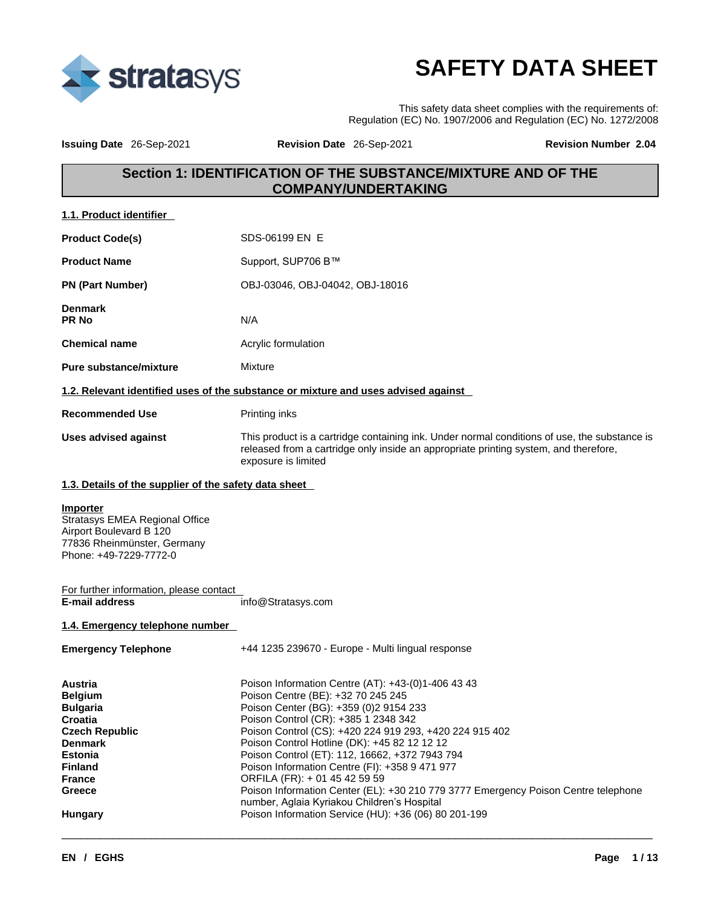# SAFETY DATA SHEET

This safety data sheet complies with the requirements of:
Regulation (EC) No. 1907/2006 and Regulation (EC) No. 1272/2008

**Issuing Date** 26-Sep-2021 **Revision Date** 26-Sep-2021 **Revision Number** 2.04

## Section 1: IDENTIFICATION OF THE SUBSTANCE/MIXTURE AND OF THE COMPANY/UNDERTAKING

### 1.1. Product identifier

| | |
|---|---|
| **Product Code(s)** | SDS-06199 EN E |
| **Product Name** | Support, SUP706 B™ |
| **PN (Part Number)** | OBJ-03046, OBJ-04042, OBJ-18016 |
| **Denmark PR No** | N/A |
| **Chemical name** | Acrylic formulation |
| **Pure substance/mixture** | Mixture |

### 1.2. Relevant identified uses of the substance or mixture and uses advised against

| | |
|---|---|
| **Recommended Use** | Printing inks |
| **Uses advised against** | This product is a cartridge containing ink. Under normal conditions of use, the substance is released from a cartridge only inside an appropriate printing system, and therefore, exposure is limited |

### 1.3. Details of the supplier of the safety data sheet

**Importer**
Stratasys EMEA Regional Office
Airport Boulevard B 120
77836 Rheinmünster, Germany
Phone: +49-7229-7772-0

For further information, please contact
**E-mail address** info@Stratasys.com

### 1.4. Emergency telephone number

**Emergency Telephone** +44 1235 239670 - Europe - Multi lingual response

| | |
|---|---|
| **Austria** | Poison Information Centre (AT): +43-(0)1-406 43 43 |
| **Belgium** | Poison Centre (BE): +32 70 245 245 |
| **Bulgaria** | Poison Center (BG): +359 (0)2 9154 233 |
| **Croatia** | Poison Control (CR): +385 1 2348 342 |
| **Czech Republic** | Poison Control (CS): +420 224 919 293, +420 224 915 402 |
| **Denmark** | Poison Control Hotline (DK): +45 82 12 12 12 |
| **Estonia** | Poison Control (ET): 112, 16662, +372 7943 794 |
| **Finland** | Poison Information Centre (FI): +358 9 471 977 |
| **France** | ORFILA (FR): + 01 45 42 59 59 |
| **Greece** | Poison Information Center (EL): +30 210 779 3777 Emergency Poison Centre telephone number, Aglaia Kyriakou Children's Hospital |
| **Hungary** | Poison Information Service (HU): +36 (06) 80 201-199 |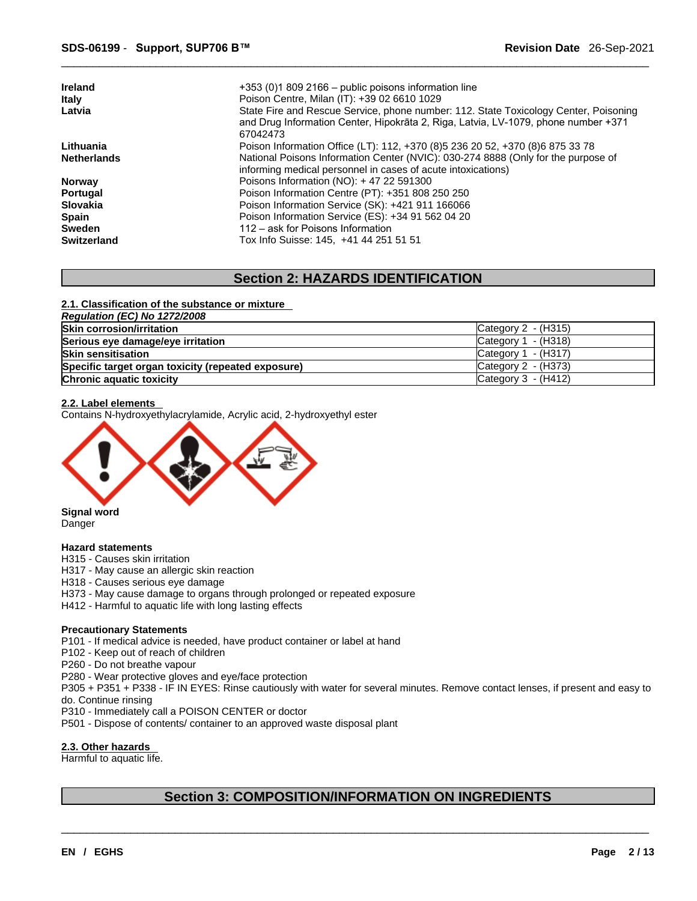| | |
|---|---|
| **Ireland** | +353 (0)1 809 2166 – public poisons information line |
| **Italy** | Poison Centre, Milan (IT): +39 02 6610 1029 |
| **Latvia** | State Fire and Rescue Service, phone number: 112. State Toxicology Center, Poisoning and Drug Information Center, Hipokrāta 2, Riga, Latvia, LV-1079, phone number +371 67042473 |
| **Lithuania** | Poison Information Office (LT): 112, +370 (8)5 236 20 52, +370 (8)6 875 33 78 |
| **Netherlands** | National Poisons Information Center (NVIC): 030-274 8888 (Only for the purpose of informing medical personnel in cases of acute intoxications) |
| **Norway** | Poisons Information (NO): + 47 22 591300 |
| **Portugal** | Poison Information Centre (PT): +351 808 250 250 |
| **Slovakia** | Poison Information Service (SK): +421 911 166066 |
| **Spain** | Poison Information Service (ES): +34 91 562 04 20 |
| **Sweden** | 112 – ask for Poisons Information |
| **Switzerland** | Tox Info Suisse: 145, +41 44 251 51 51 |

## Section 2: HAZARDS IDENTIFICATION

### 2.1. Classification of the substance or mixture

*Regulation (EC) No 1272/2008*

| | |
|---|---|
| **Skin corrosion/irritation** | Category 2 - (H315) |
| **Serious eye damage/eye irritation** | Category 1 - (H318) |
| **Skin sensitisation** | Category 1 - (H317) |
| **Specific target organ toxicity (repeated exposure)** | Category 2 - (H373) |
| **Chronic aquatic toxicity** | Category 3 - (H412) |

### 2.2. Label elements

Contains N-hydroxyethylacrylamide, Acrylic acid, 2-hydroxyethyl ester

**Signal word**
Danger

**Hazard statements**
H315 - Causes skin irritation
H317 - May cause an allergic skin reaction
H318 - Causes serious eye damage
H373 - May cause damage to organs through prolonged or repeated exposure
H412 - Harmful to aquatic life with long lasting effects

**Precautionary Statements**
P101 - If medical advice is needed, have product container or label at hand
P102 - Keep out of reach of children
P260 - Do not breathe vapour
P280 - Wear protective gloves and eye/face protection
P305 + P351 + P338 - IF IN EYES: Rinse cautiously with water for several minutes. Remove contact lenses, if present and easy to do. Continue rinsing
P310 - Immediately call a POISON CENTER or doctor
P501 - Dispose of contents/ container to an approved waste disposal plant

### 2.3. Other hazards

Harmful to aquatic life.

## Section 3: COMPOSITION/INFORMATION ON INGREDIENTS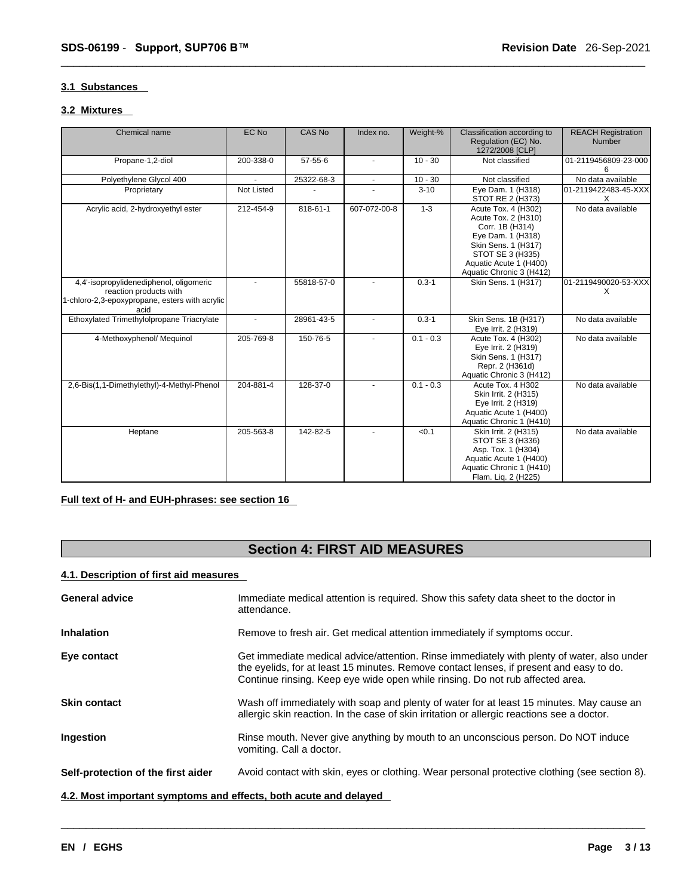### 3.1 Substances

### 3.2 Mixtures

| Chemical name | EC No | CAS No | Index no. | Weight-% | Classification according to Regulation (EC) No. 1272/2008 [CLP] | REACH Registration Number |
|---|---|---|---|---|---|---|
| Propane-1,2-diol | 200-338-0 | 57-55-6 | - | 10 - 30 | Not classified | 01-2119456809-23-0006 |
| Polyethylene Glycol 400 | - | 25322-68-3 | - | 10 - 30 | Not classified | No data available |
| Proprietary | Not Listed | - | - | 3-10 | Eye Dam. 1 (H318)<br>STOT RE 2 (H373) | 01-2119422483-45-XXXX |
| Acrylic acid, 2-hydroxyethyl ester | 212-454-9 | 818-61-1 | 607-072-00-8 | 1-3 | Acute Tox. 4 (H302)<br>Acute Tox. 2 (H310)<br>Corr. 1B (H314)<br>Eye Dam. 1 (H318)<br>Skin Sens. 1 (H317)<br>STOT SE 3 (H335)<br>Aquatic Acute 1 (H400)<br>Aquatic Chronic 3 (H412) | No data available |
| 4,4'-isopropylidenediphenol, oligomeric reaction products with 1-chloro-2,3-epoxypropane, esters with acrylic acid | - | 55818-57-0 | - | 0.3-1 | Skin Sens. 1 (H317) | 01-2119490020-53-XXXX |
| Ethoxylated Trimethylolpropane Triacrylate | - | 28961-43-5 | - | 0.3-1 | Skin Sens. 1B (H317)<br>Eye Irrit. 2 (H319) | No data available |
| 4-Methoxyphenol/ Mequinol | 205-769-8 | 150-76-5 | - | 0.1 - 0.3 | Acute Tox. 4 (H302)<br>Eye Irrit. 2 (H319)<br>Skin Sens. 1 (H317)<br>Repr. 2 (H361d)<br>Aquatic Chronic 3 (H412) | No data available |
| 2,6-Bis(1,1-Dimethylethyl)-4-Methyl-Phenol | 204-881-4 | 128-37-0 | - | 0.1 - 0.3 | Acute Tox. 4 H302<br>Skin Irrit. 2 (H315)<br>Eye Irrit. 2 (H319)<br>Aquatic Acute 1 (H400)<br>Aquatic Chronic 1 (H410) | No data available |
| Heptane | 205-563-8 | 142-82-5 | - | <0.1 | Skin Irrit. 2 (H315)<br>STOT SE 3 (H336)<br>Asp. Tox. 1 (H304)<br>Aquatic Acute 1 (H400)<br>Aquatic Chronic 1 (H410)<br>Flam. Liq. 2 (H225) | No data available |

**Full text of H- and EUH-phrases: see section 16**

## Section 4: FIRST AID MEASURES

### 4.1. Description of first aid measures

**General advice**
Immediate medical attention is required. Show this safety data sheet to the doctor in attendance.

**Inhalation**
Remove to fresh air. Get medical attention immediately if symptoms occur.

**Eye contact**
Get immediate medical advice/attention. Rinse immediately with plenty of water, also under the eyelids, for at least 15 minutes. Remove contact lenses, if present and easy to do. Continue rinsing. Keep eye wide open while rinsing. Do not rub affected area.

**Skin contact**
Wash off immediately with soap and plenty of water for at least 15 minutes. May cause an allergic skin reaction. In the case of skin irritation or allergic reactions see a doctor.

**Ingestion**
Rinse mouth. Never give anything by mouth to an unconscious person. Do NOT induce vomiting. Call a doctor.

**Self-protection of the first aider**
Avoid contact with skin, eyes or clothing. Wear personal protective clothing (see section 8).

### 4.2. Most important symptoms and effects, both acute and delayed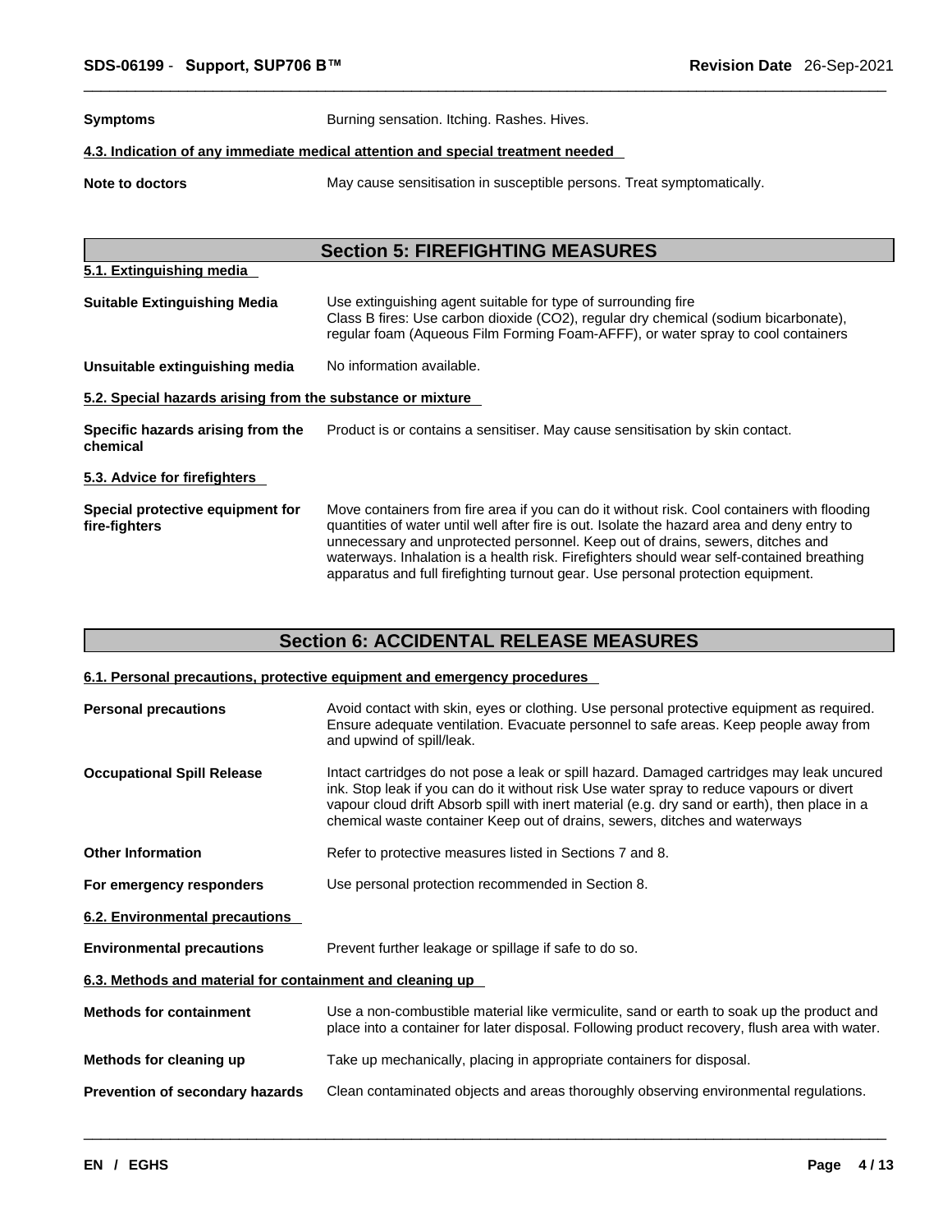**Symptoms** Burning sensation. Itching. Rashes. Hives.

**4.3. Indication of any immediate medical attention and special treatment needed**

**Note to doctors** May cause sensitisation in susceptible persons. Treat symptomatically.

## Section 5: FIREFIGHTING MEASURES

**5.1. Extinguishing media**

**Suitable Extinguishing Media** Use extinguishing agent suitable for type of surrounding fire
Class B fires: Use carbon dioxide (CO2), regular dry chemical (sodium bicarbonate), regular foam (Aqueous Film Forming Foam-AFFF), or water spray to cool containers

**Unsuitable extinguishing media** No information available.

**5.2. Special hazards arising from the substance or mixture**

**Specific hazards arising from the chemical** Product is or contains a sensitiser. May cause sensitisation by skin contact.

**5.3. Advice for firefighters**

**Special protective equipment for fire-fighters** Move containers from fire area if you can do it without risk. Cool containers with flooding quantities of water until well after fire is out. Isolate the hazard area and deny entry to unnecessary and unprotected personnel. Keep out of drains, sewers, ditches and waterways. Inhalation is a health risk. Firefighters should wear self-contained breathing apparatus and full firefighting turnout gear. Use personal protection equipment.

## Section 6: ACCIDENTAL RELEASE MEASURES

**6.1. Personal precautions, protective equipment and emergency procedures**

**Personal precautions** Avoid contact with skin, eyes or clothing. Use personal protective equipment as required. Ensure adequate ventilation. Evacuate personnel to safe areas. Keep people away from and upwind of spill/leak.

**Occupational Spill Release** Intact cartridges do not pose a leak or spill hazard. Damaged cartridges may leak uncured ink. Stop leak if you can do it without risk Use water spray to reduce vapours or divert vapour cloud drift Absorb spill with inert material (e.g. dry sand or earth), then place in a chemical waste container Keep out of drains, sewers, ditches and waterways

**Other Information** Refer to protective measures listed in Sections 7 and 8.

**For emergency responders** Use personal protection recommended in Section 8.

**6.2. Environmental precautions**

**Environmental precautions** Prevent further leakage or spillage if safe to do so.

**6.3. Methods and material for containment and cleaning up**

**Methods for containment** Use a non-combustible material like vermiculite, sand or earth to soak up the product and place into a container for later disposal. Following product recovery, flush area with water.

**Methods for cleaning up** Take up mechanically, placing in appropriate containers for disposal.

**Prevention of secondary hazards** Clean contaminated objects and areas thoroughly observing environmental regulations.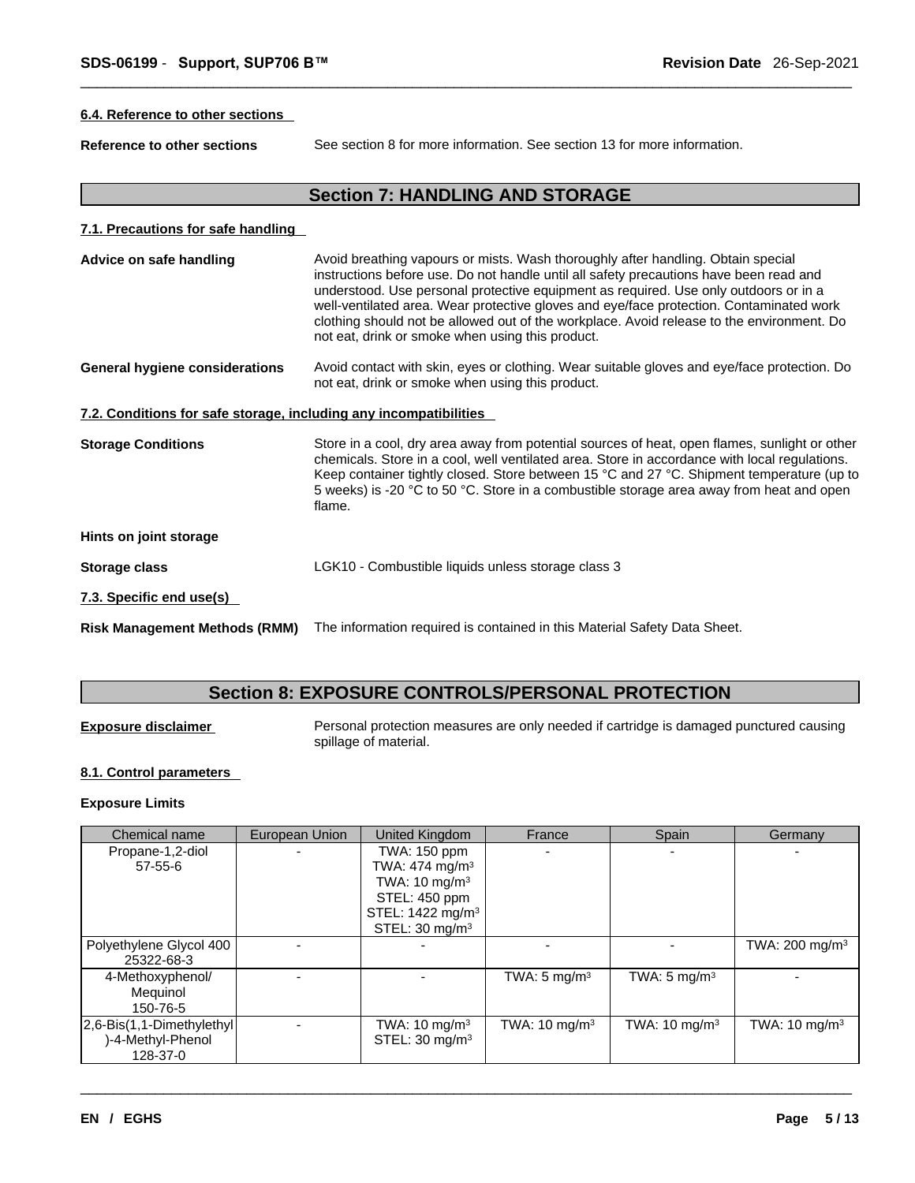#### 6.4. Reference to other sections

**Reference to other sections** See section 8 for more information. See section 13 for more information.

## Section 7: HANDLING AND STORAGE

#### 7.1. Precautions for safe handling

**Advice on safe handling** Avoid breathing vapours or mists. Wash thoroughly after handling. Obtain special instructions before use. Do not handle until all safety precautions have been read and understood. Use personal protective equipment as required. Use only outdoors or in a well-ventilated area. Wear protective gloves and eye/face protection. Contaminated work clothing should not be allowed out of the workplace. Avoid release to the environment. Do not eat, drink or smoke when using this product.

**General hygiene considerations** Avoid contact with skin, eyes or clothing. Wear suitable gloves and eye/face protection. Do not eat, drink or smoke when using this product.

#### 7.2. Conditions for safe storage, including any incompatibilities

**Storage Conditions** Store in a cool, dry area away from potential sources of heat, open flames, sunlight or other chemicals. Store in a cool, well ventilated area. Store in accordance with local regulations. Keep container tightly closed. Store between 15 °C and 27 °C. Shipment temperature (up to 5 weeks) is -20 °C to 50 °C. Store in a combustible storage area away from heat and open flame.

**Hints on joint storage**

**Storage class** LGK10 - Combustible liquids unless storage class 3

#### 7.3. Specific end use(s)

**Risk Management Methods (RMM)** The information required is contained in this Material Safety Data Sheet.

## Section 8: EXPOSURE CONTROLS/PERSONAL PROTECTION

**Exposure disclaimer** Personal protection measures are only needed if cartridge is damaged punctured causing spillage of material.

#### 8.1. Control parameters

**Exposure Limits**

| Chemical name | European Union | United Kingdom | France | Spain | Germany |
|---|---|---|---|---|---|
| Propane-1,2-diol<br>57-55-6 | - | TWA: 150 ppm<br>TWA: 474 mg/m³<br>TWA: 10 mg/m³<br>STEL: 450 ppm<br>STEL: 1422 mg/m³<br>STEL: 30 mg/m³ | - | - | - |
| Polyethylene Glycol 400<br>25322-68-3 | - | - | - | - | TWA: 200 mg/m³ |
| 4-Methoxyphenol/<br>Mequinol<br>150-76-5 | - | - | TWA: 5 mg/m³ | TWA: 5 mg/m³ | - |
| 2,6-Bis(1,1-Dimethylethyl)-4-Methyl-Phenol<br>128-37-0 | - | TWA: 10 mg/m³<br>STEL: 30 mg/m³ | TWA: 10 mg/m³ | TWA: 10 mg/m³ | TWA: 10 mg/m³ |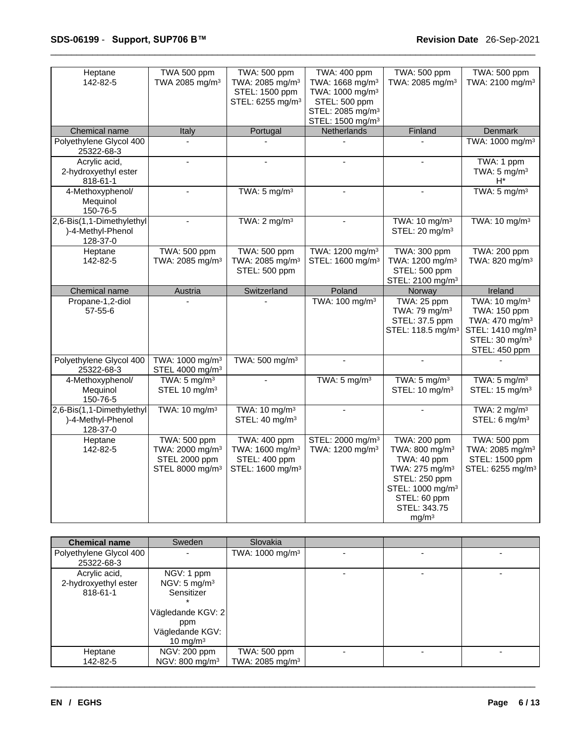| Heptane 142-82-5 | TWA 500 ppm TWA 2085 mg/m³ | TWA: 500 ppm TWA: 2085 mg/m³ STEL: 1500 ppm STEL: 6255 mg/m³ | TWA: 400 ppm TWA: 1668 mg/m³ TWA: 1000 mg/m³ STEL: 500 ppm STEL: 2085 mg/m³ STEL: 1500 mg/m³ | TWA: 500 ppm TWA: 2085 mg/m³ | TWA: 500 ppm TWA: 2100 mg/m³ |
|---|---|---|---|---|---|
| **Chemical name** | **Italy** | **Portugal** | **Netherlands** | **Finland** | **Denmark** |
| Polyethylene Glycol 400 25322-68-3 | - | - | - | - | TWA: 1000 mg/m³ |
| Acrylic acid, 2-hydroxyethyl ester 818-61-1 | - | - | - | - | TWA: 1 ppm TWA: 5 mg/m³ H* |
| 4-Methoxyphenol/ Mequinol 150-76-5 | - | TWA: 5 mg/m³ | - | - | TWA: 5 mg/m³ |
| 2,6-Bis(1,1-Dimethylethyl)-4-Methyl-Phenol 128-37-0 | - | TWA: 2 mg/m³ | - | TWA: 10 mg/m³ STEL: 20 mg/m³ | TWA: 10 mg/m³ |
| Heptane 142-82-5 | TWA: 500 ppm TWA: 2085 mg/m³ | TWA: 500 ppm TWA: 2085 mg/m³ STEL: 500 ppm | TWA: 1200 mg/m³ STEL: 1600 mg/m³ | TWA: 300 ppm TWA: 1200 mg/m³ STEL: 500 ppm STEL: 2100 mg/m³ | TWA: 200 ppm TWA: 820 mg/m³ |
| **Chemical name** | **Austria** | **Switzerland** | **Poland** | **Norway** | **Ireland** |
| Propane-1,2-diol 57-55-6 | - | - | TWA: 100 mg/m³ | TWA: 25 ppm TWA: 79 mg/m³ STEL: 37.5 ppm STEL: 118.5 mg/m³ | TWA: 10 mg/m³ TWA: 150 ppm TWA: 470 mg/m³ STEL: 1410 mg/m³ STEL: 30 mg/m³ STEL: 450 ppm |
| Polyethylene Glycol 400 25322-68-3 | TWA: 1000 mg/m³ STEL 4000 mg/m³ | TWA: 500 mg/m³ | - | - | - |
| 4-Methoxyphenol/ Mequinol 150-76-5 | TWA: 5 mg/m³ STEL 10 mg/m³ | - | TWA: 5 mg/m³ | TWA: 5 mg/m³ STEL: 10 mg/m³ | TWA: 5 mg/m³ STEL: 15 mg/m³ |
| 2,6-Bis(1,1-Dimethylethyl)-4-Methyl-Phenol 128-37-0 | TWA: 10 mg/m³ | TWA: 10 mg/m³ STEL: 40 mg/m³ | - | - | TWA: 2 mg/m³ STEL: 6 mg/m³ |
| Heptane 142-82-5 | TWA: 500 ppm TWA: 2000 mg/m³ STEL 2000 ppm STEL 8000 mg/m³ | TWA: 400 ppm TWA: 1600 mg/m³ STEL: 400 ppm STEL: 1600 mg/m³ | STEL: 2000 mg/m³ TWA: 1200 mg/m³ | TWA: 200 ppm TWA: 800 mg/m³ TWA: 40 ppm TWA: 275 mg/m³ STEL: 250 ppm STEL: 1000 mg/m³ STEL: 60 ppm STEL: 343.75 mg/m³ | TWA: 500 ppm TWA: 2085 mg/m³ STEL: 1500 ppm STEL: 6255 mg/m³ |

| **Chemical name** | Sweden | Slovakia | | | |
|---|---|---|---|---|---|
| Polyethylene Glycol 400 25322-68-3 | - | TWA: 1000 mg/m³ | - | - | - |
| Acrylic acid, 2-hydroxyethyl ester 818-61-1 | NGV: 1 ppm NGV: 5 mg/m³ Sensitizer * Vägledande KGV: 2 ppm Vägledande KGV: 10 mg/m³ | | - | - | - |
| Heptane 142-82-5 | NGV: 200 ppm NGV: 800 mg/m³ | TWA: 500 ppm TWA: 2085 mg/m³ | - | - | - |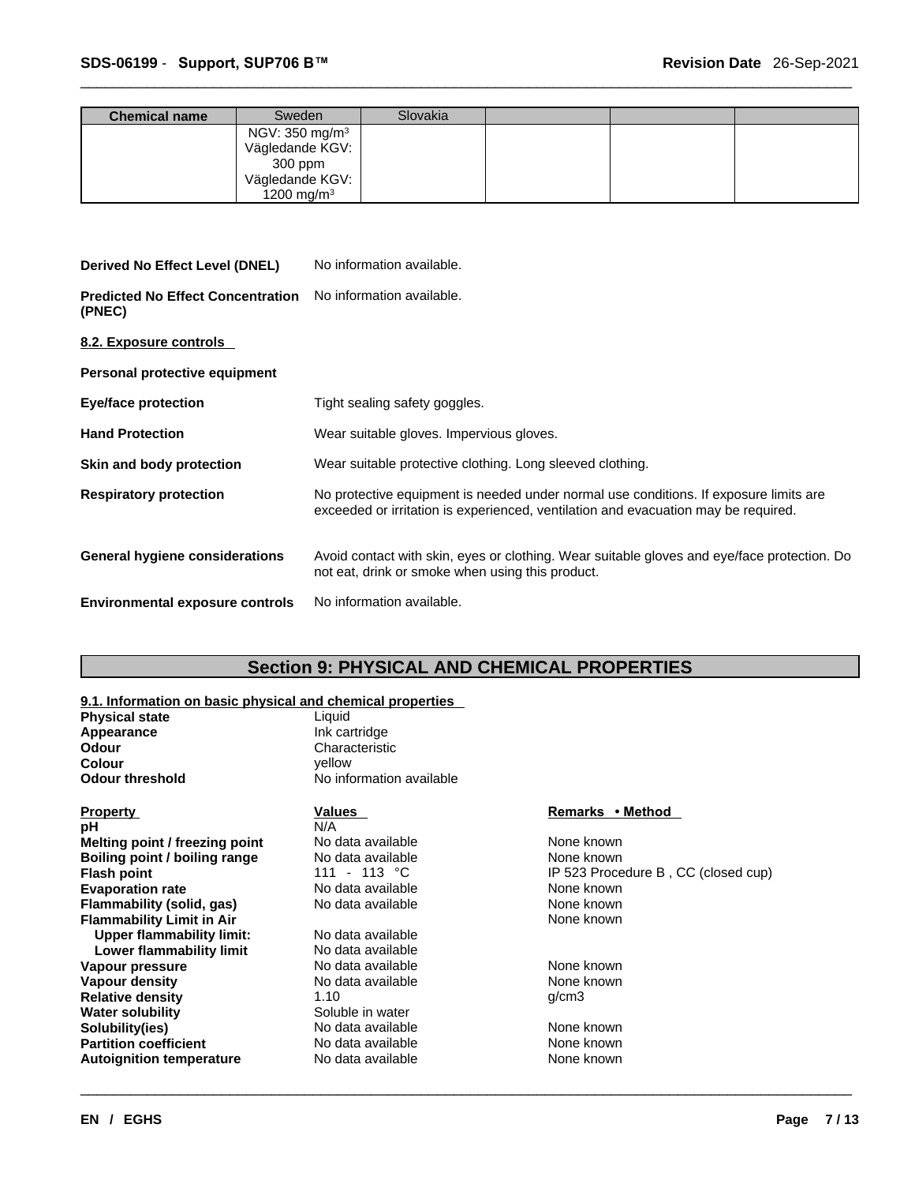| Chemical name | Sweden | Slovakia | | | |
|---|---|---|---|---|---|
| | NGV: 350 mg/m³<br>Vägledande KGV: 300 ppm<br>Vägledande KGV: 1200 mg/m³ | | | | |

**Derived No Effect Level (DNEL)** No information available.

**Predicted No Effect Concentration (PNEC)** No information available.

**8.2. Exposure controls**

**Personal protective equipment**

**Eye/face protection** Tight sealing safety goggles.

**Hand Protection** Wear suitable gloves. Impervious gloves.

**Skin and body protection** Wear suitable protective clothing. Long sleeved clothing.

**Respiratory protection** No protective equipment is needed under normal use conditions. If exposure limits are exceeded or irritation is experienced, ventilation and evacuation may be required.

**General hygiene considerations** Avoid contact with skin, eyes or clothing. Wear suitable gloves and eye/face protection. Do not eat, drink or smoke when using this product.

**Environmental exposure controls** No information available.

## Section 9: PHYSICAL AND CHEMICAL PROPERTIES

**9.1. Information on basic physical and chemical properties**

| | |
|---|---|
| **Physical state** | Liquid |
| **Appearance** | Ink cartridge |
| **Odour** | Characteristic |
| **Colour** | yellow |
| **Odour threshold** | No information available |

| Property | Values | Remarks • Method |
|---|---|---|
| **pH** | N/A | |
| **Melting point / freezing point** | No data available | None known |
| **Boiling point / boiling range** | No data available | None known |
| **Flash point** | 111 - 113 °C | IP 523 Procedure B , CC (closed cup) |
| **Evaporation rate** | No data available | None known |
| **Flammability (solid, gas)** | No data available | None known |
| **Flammability Limit in Air** | | None known |
| **Upper flammability limit:** | No data available | |
| **Lower flammability limit** | No data available | |
| **Vapour pressure** | No data available | None known |
| **Vapour density** | No data available | None known |
| **Relative density** | 1.10 | g/cm3 |
| **Water solubility** | Soluble in water | |
| **Solubility(ies)** | No data available | None known |
| **Partition coefficient** | No data available | None known |
| **Autoignition temperature** | No data available | None known |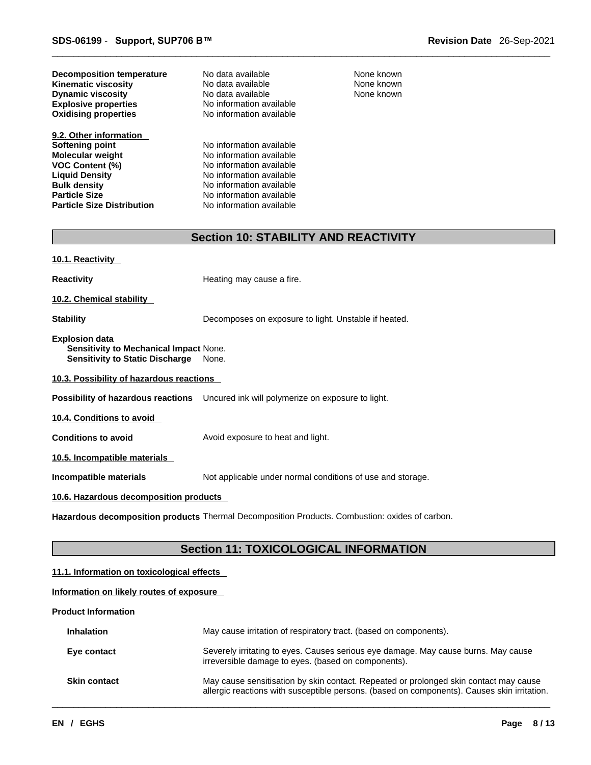| | | |
|---|---|---|
| **Decomposition temperature** | No data available | None known |
| **Kinematic viscosity** | No data available | None known |
| **Dynamic viscosity** | No data available | None known |
| **Explosive properties** | No information available | |
| **Oxidising properties** | No information available | |

**9.2. Other information**

| | |
|---|---|
| **Softening point** | No information available |
| **Molecular weight** | No information available |
| **VOC Content (%)** | No information available |
| **Liquid Density** | No information available |
| **Bulk density** | No information available |
| **Particle Size** | No information available |
| **Particle Size Distribution** | No information available |

## Section 10: STABILITY AND REACTIVITY

**10.1. Reactivity**

**Reactivity** Heating may cause a fire.

**10.2. Chemical stability**

**Stability** Decomposes on exposure to light. Unstable if heated.

**Explosion data**
**Sensitivity to Mechanical Impact** None.
**Sensitivity to Static Discharge** None.

**10.3. Possibility of hazardous reactions**

**Possibility of hazardous reactions** Uncured ink will polymerize on exposure to light.

**10.4. Conditions to avoid**

**Conditions to avoid** Avoid exposure to heat and light.

**10.5. Incompatible materials**

**Incompatible materials** Not applicable under normal conditions of use and storage.

**10.6. Hazardous decomposition products**

**Hazardous decomposition products** Thermal Decomposition Products. Combustion: oxides of carbon.

## Section 11: TOXICOLOGICAL INFORMATION

**11.1. Information on toxicological effects**

**Information on likely routes of exposure**

**Product Information**

| | |
|---|---|
| **Inhalation** | May cause irritation of respiratory tract. (based on components). |
| **Eye contact** | Severely irritating to eyes. Causes serious eye damage. May cause burns. May cause irreversible damage to eyes. (based on components). |
| **Skin contact** | May cause sensitisation by skin contact. Repeated or prolonged skin contact may cause allergic reactions with susceptible persons. (based on components). Causes skin irritation. |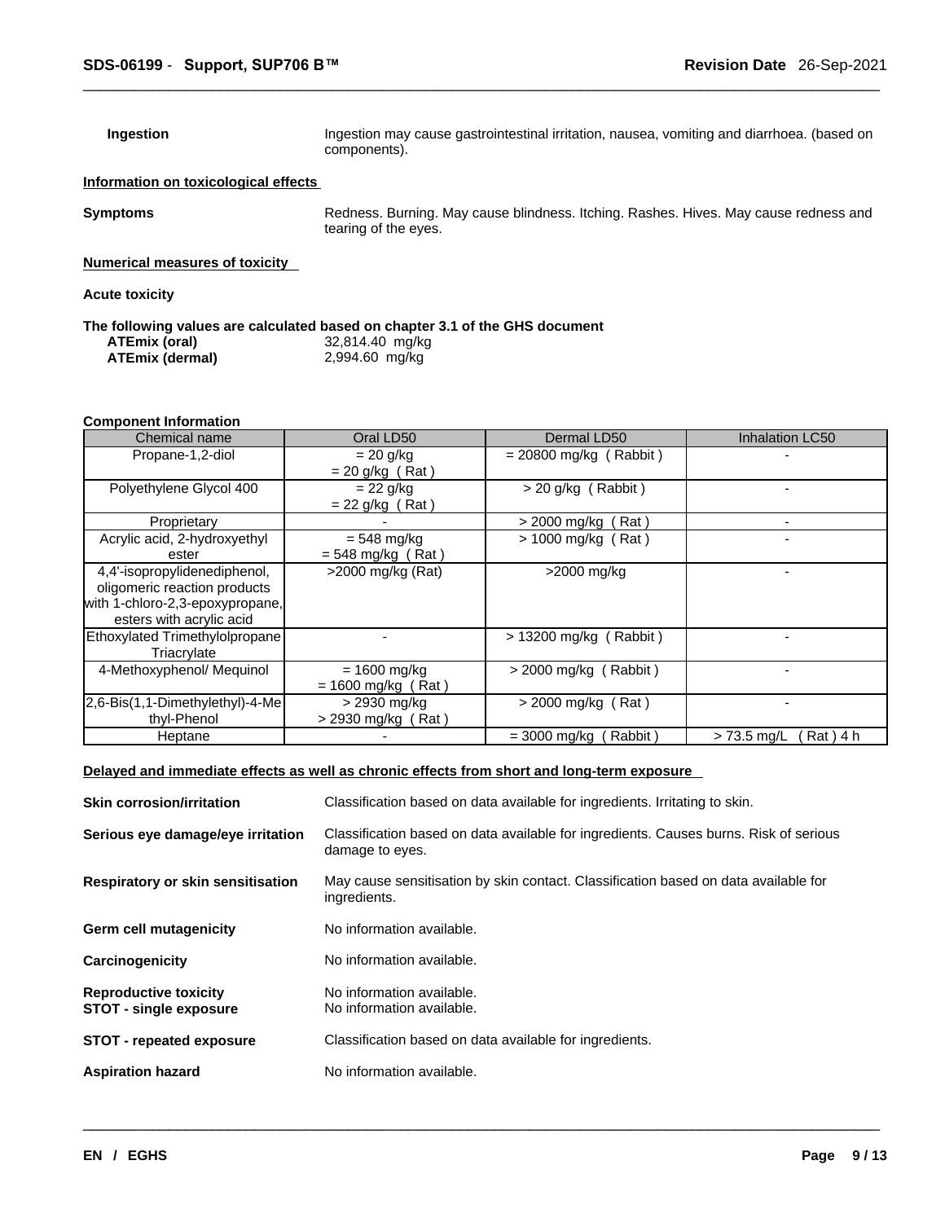**Ingestion** Ingestion may cause gastrointestinal irritation, nausea, vomiting and diarrhoea. (based on components).

**Information on toxicological effects**

**Symptoms** Redness. Burning. May cause blindness. Itching. Rashes. Hives. May cause redness and tearing of the eyes.

**Numerical measures of toxicity**

**Acute toxicity**

**The following values are calculated based on chapter 3.1 of the GHS document**

| | |
|---|---|
| **ATEmix (oral)** | 32,814.40 mg/kg |
| **ATEmix (dermal)** | 2,994.60 mg/kg |

**Component Information**

| Chemical name | Oral LD50 | Dermal LD50 | Inhalation LC50 |
|---|---|---|---|
| Propane-1,2-diol | = 20 g/kg<br>= 20 g/kg ( Rat ) | = 20800 mg/kg ( Rabbit ) | - |
| Polyethylene Glycol 400 | = 22 g/kg<br>= 22 g/kg ( Rat ) | > 20 g/kg ( Rabbit ) | - |
| Proprietary | - | > 2000 mg/kg ( Rat ) | - |
| Acrylic acid, 2-hydroxyethyl ester | = 548 mg/kg<br>= 548 mg/kg ( Rat ) | > 1000 mg/kg ( Rat ) | - |
| 4,4'-isopropylidenediphenol, oligomeric reaction products with 1-chloro-2,3-epoxypropane, esters with acrylic acid | >2000 mg/kg (Rat) | >2000 mg/kg | - |
| Ethoxylated Trimethylolpropane Triacrylate | - | > 13200 mg/kg ( Rabbit ) | - |
| 4-Methoxyphenol/ Mequinol | = 1600 mg/kg<br>= 1600 mg/kg ( Rat ) | > 2000 mg/kg ( Rabbit ) | - |
| 2,6-Bis(1,1-Dimethylethyl)-4-Methyl-Phenol | > 2930 mg/kg<br>> 2930 mg/kg ( Rat ) | > 2000 mg/kg ( Rat ) | - |
| Heptane | - | = 3000 mg/kg ( Rabbit ) | > 73.5 mg/L ( Rat ) 4 h |

**Delayed and immediate effects as well as chronic effects from short and long-term exposure**

**Skin corrosion/irritation** Classification based on data available for ingredients. Irritating to skin.

**Serious eye damage/eye irritation** Classification based on data available for ingredients. Causes burns. Risk of serious damage to eyes.

**Respiratory or skin sensitisation** May cause sensitisation by skin contact. Classification based on data available for ingredients.

**Germ cell mutagenicity** No information available.

**Carcinogenicity** No information available.

**Reproductive toxicity** No information available.

**STOT - single exposure** No information available.

**STOT - repeated exposure** Classification based on data available for ingredients.

**Aspiration hazard** No information available.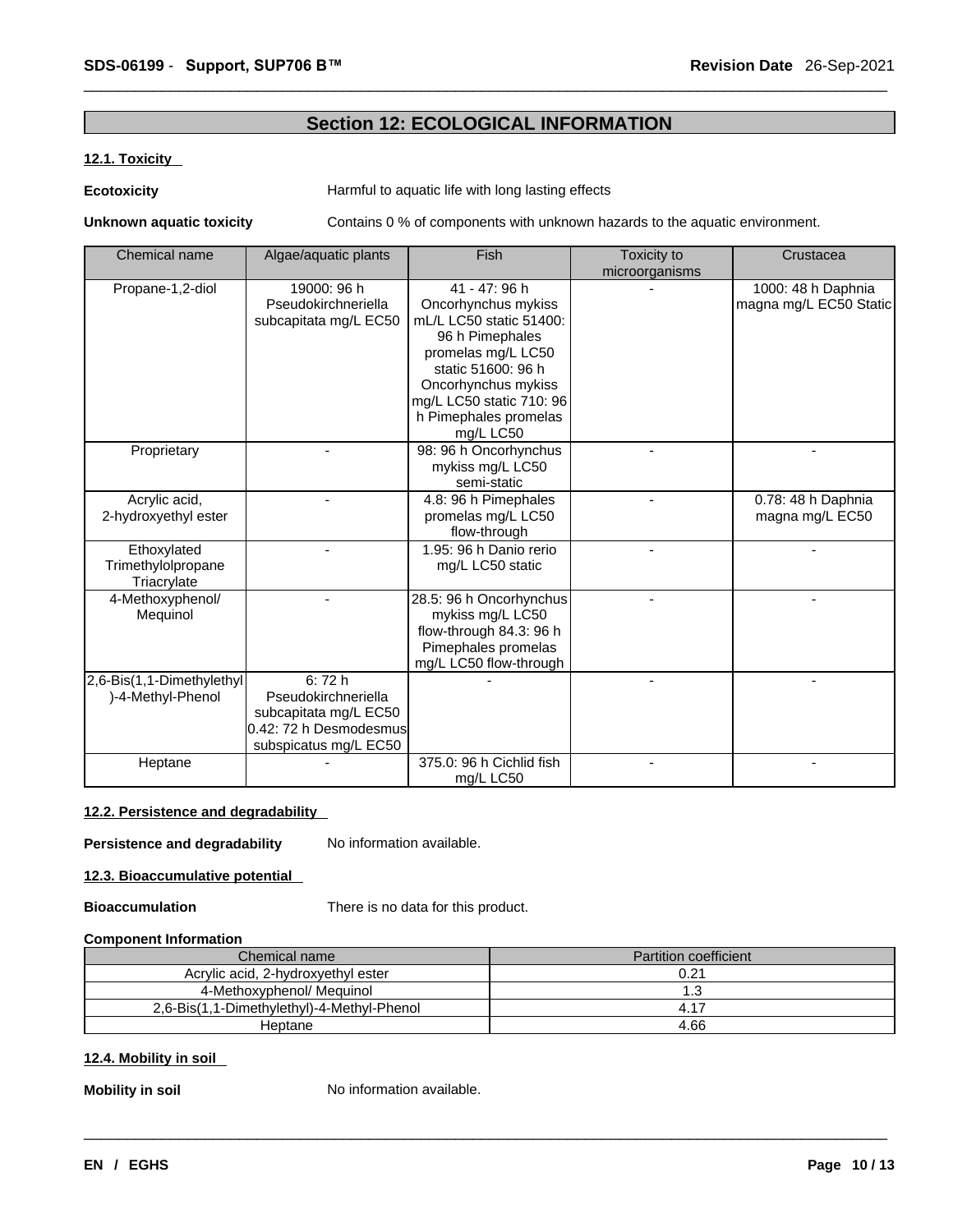## Section 12: ECOLOGICAL INFORMATION

### 12.1. Toxicity

**Ecotoxicity** Harmful to aquatic life with long lasting effects

**Unknown aquatic toxicity** Contains 0 % of components with unknown hazards to the aquatic environment.

| Chemical name | Algae/aquatic plants | Fish | Toxicity to microorganisms | Crustacea |
|---|---|---|---|---|
| Propane-1,2-diol | 19000: 96 h Pseudokirchneriella subcapitata mg/L EC50 | 41 - 47: 96 h Oncorhynchus mykiss mL/L LC50 static 51400: 96 h Pimephales promelas mg/L LC50 static 51600: 96 h Oncorhynchus mykiss mg/L LC50 static 710: 96 h Pimephales promelas mg/L LC50 | - | 1000: 48 h Daphnia magna mg/L EC50 Static |
| Proprietary | - | 98: 96 h Oncorhynchus mykiss mg/L LC50 semi-static | - | - |
| Acrylic acid, 2-hydroxyethyl ester | - | 4.8: 96 h Pimephales promelas mg/L LC50 flow-through | - | 0.78: 48 h Daphnia magna mg/L EC50 |
| Ethoxylated Trimethylolpropane Triacrylate | - | 1.95: 96 h Danio rerio mg/L LC50 static | - | - |
| 4-Methoxyphenol/ Mequinol | - | 28.5: 96 h Oncorhynchus mykiss mg/L LC50 flow-through 84.3: 96 h Pimephales promelas mg/L LC50 flow-through | - | - |
| 2,6-Bis(1,1-Dimethylethyl)-4-Methyl-Phenol | 6: 72 h Pseudokirchneriella subcapitata mg/L EC50 0.42: 72 h Desmodesmus subspicatus mg/L EC50 | - | - | - |
| Heptane | - | 375.0: 96 h Cichlid fish mg/L LC50 | - | - |

### 12.2. Persistence and degradability

**Persistence and degradability** No information available.

### 12.3. Bioaccumulative potential

**Bioaccumulation** There is no data for this product.

**Component Information**

| Chemical name | Partition coefficient |
|---|---|
| Acrylic acid, 2-hydroxyethyl ester | 0.21 |
| 4-Methoxyphenol/ Mequinol | 1.3 |
| 2,6-Bis(1,1-Dimethylethyl)-4-Methyl-Phenol | 4.17 |
| Heptane | 4.66 |

### 12.4. Mobility in soil

**Mobility in soil** No information available.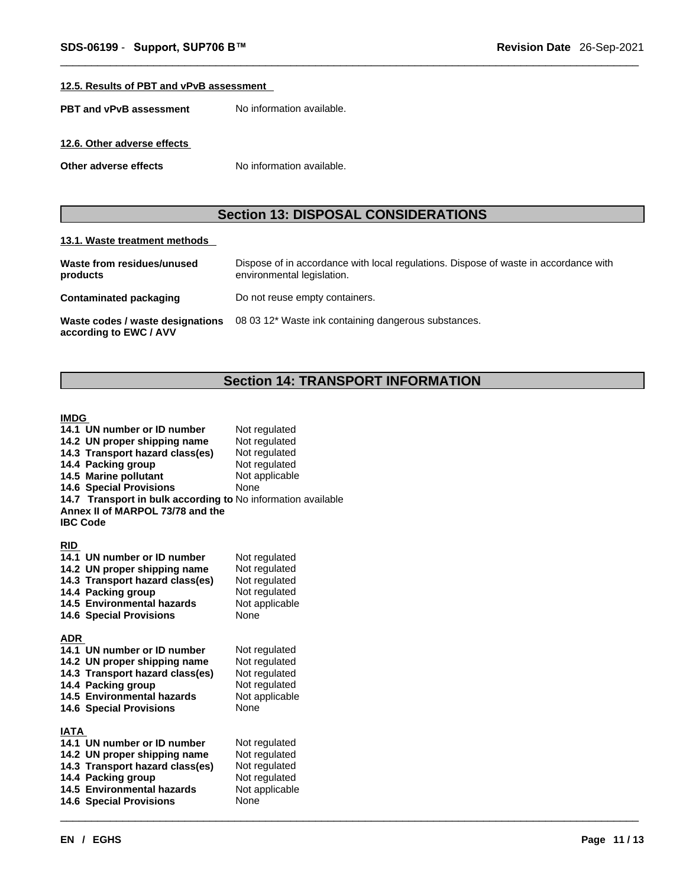### 12.5. Results of PBT and vPvB assessment

**PBT and vPvB assessment** No information available.

### 12.6. Other adverse effects

**Other adverse effects** No information available.

## Section 13: DISPOSAL CONSIDERATIONS

### 13.1. Waste treatment methods

| | |
|---|---|
| **Waste from residues/unused products** | Dispose of in accordance with local regulations. Dispose of waste in accordance with environmental legislation. |
| **Contaminated packaging** | Do not reuse empty containers. |
| **Waste codes / waste designations according to EWC / AVV** | 08 03 12* Waste ink containing dangerous substances. |

## Section 14: TRANSPORT INFORMATION

### IMDG

| | |
|---|---|
| **14.1 UN number or ID number** | Not regulated |
| **14.2 UN proper shipping name** | Not regulated |
| **14.3 Transport hazard class(es)** | Not regulated |
| **14.4 Packing group** | Not regulated |
| **14.5 Marine pollutant** | Not applicable |
| **14.6 Special Provisions** | None |
| **14.7 Transport in bulk according to Annex II of MARPOL 73/78 and the IBC Code** | No information available |

### RID

| | |
|---|---|
| **14.1 UN number or ID number** | Not regulated |
| **14.2 UN proper shipping name** | Not regulated |
| **14.3 Transport hazard class(es)** | Not regulated |
| **14.4 Packing group** | Not regulated |
| **14.5 Environmental hazards** | Not applicable |
| **14.6 Special Provisions** | None |

### ADR

| | |
|---|---|
| **14.1 UN number or ID number** | Not regulated |
| **14.2 UN proper shipping name** | Not regulated |
| **14.3 Transport hazard class(es)** | Not regulated |
| **14.4 Packing group** | Not regulated |
| **14.5 Environmental hazards** | Not applicable |
| **14.6 Special Provisions** | None |

### IATA

| | |
|---|---|
| **14.1 UN number or ID number** | Not regulated |
| **14.2 UN proper shipping name** | Not regulated |
| **14.3 Transport hazard class(es)** | Not regulated |
| **14.4 Packing group** | Not regulated |
| **14.5 Environmental hazards** | Not applicable |
| **14.6 Special Provisions** | None |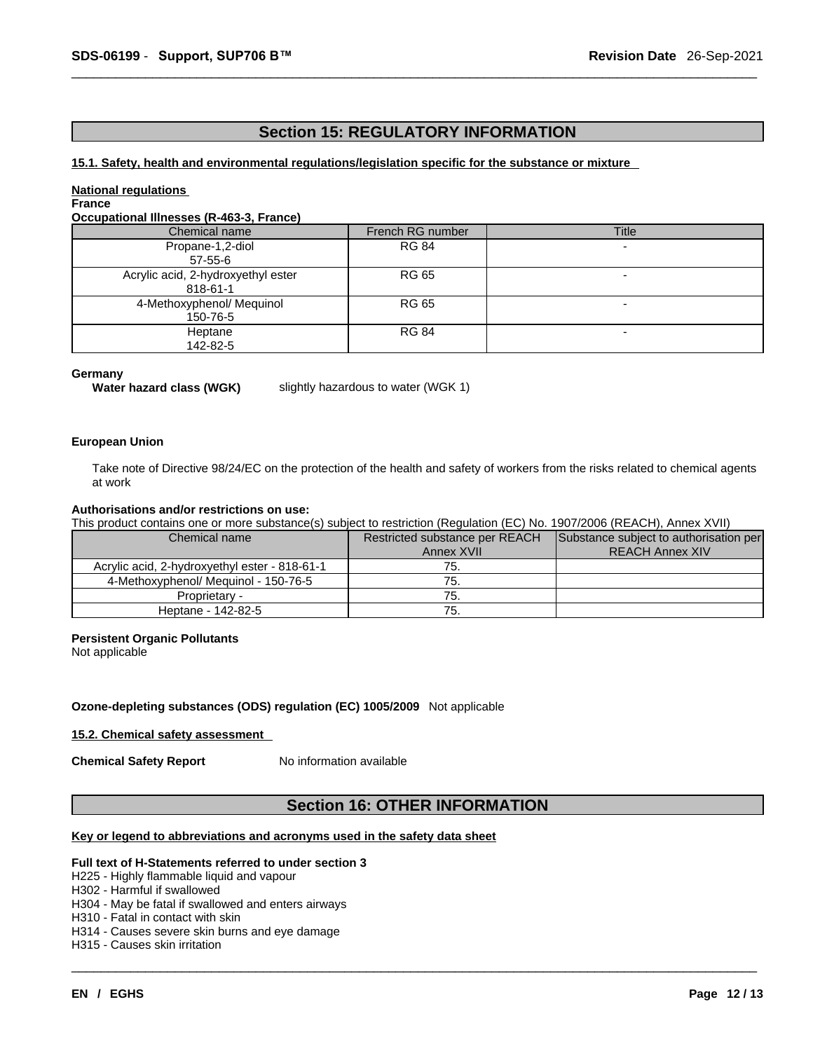## Section 15: REGULATORY INFORMATION

**15.1. Safety, health and environmental regulations/legislation specific for the substance or mixture**

**National regulations**

**France**

**Occupational Illnesses (R-463-3, France)**

| Chemical name | French RG number | Title |
|---|---|---|
| Propane-1,2-diol<br>57-55-6 | RG 84 | - |
| Acrylic acid, 2-hydroxyethyl ester<br>818-61-1 | RG 65 | - |
| 4-Methoxyphenol/ Mequinol<br>150-76-5 | RG 65 | - |
| Heptane<br>142-82-5 | RG 84 | - |

**Germany**

**Water hazard class (WGK)** slightly hazardous to water (WGK 1)

**European Union**

Take note of Directive 98/24/EC on the protection of the health and safety of workers from the risks related to chemical agents at work

**Authorisations and/or restrictions on use:**

This product contains one or more substance(s) subject to restriction (Regulation (EC) No. 1907/2006 (REACH), Annex XVII)

| Chemical name | Restricted substance per REACH Annex XVII | Substance subject to authorisation per REACH Annex XIV |
|---|---|---|
| Acrylic acid, 2-hydroxyethyl ester - 818-61-1 | 75. | |
| 4-Methoxyphenol/ Mequinol - 150-76-5 | 75. | |
| Proprietary - | 75. | |
| Heptane - 142-82-5 | 75. | |

**Persistent Organic Pollutants**

Not applicable

**Ozone-depleting substances (ODS) regulation (EC) 1005/2009** Not applicable

**15.2. Chemical safety assessment**

**Chemical Safety Report** No information available

## Section 16: OTHER INFORMATION

**Key or legend to abbreviations and acronyms used in the safety data sheet**

**Full text of H-Statements referred to under section 3**

H225 - Highly flammable liquid and vapour
H302 - Harmful if swallowed
H304 - May be fatal if swallowed and enters airways
H310 - Fatal in contact with skin
H314 - Causes severe skin burns and eye damage
H315 - Causes skin irritation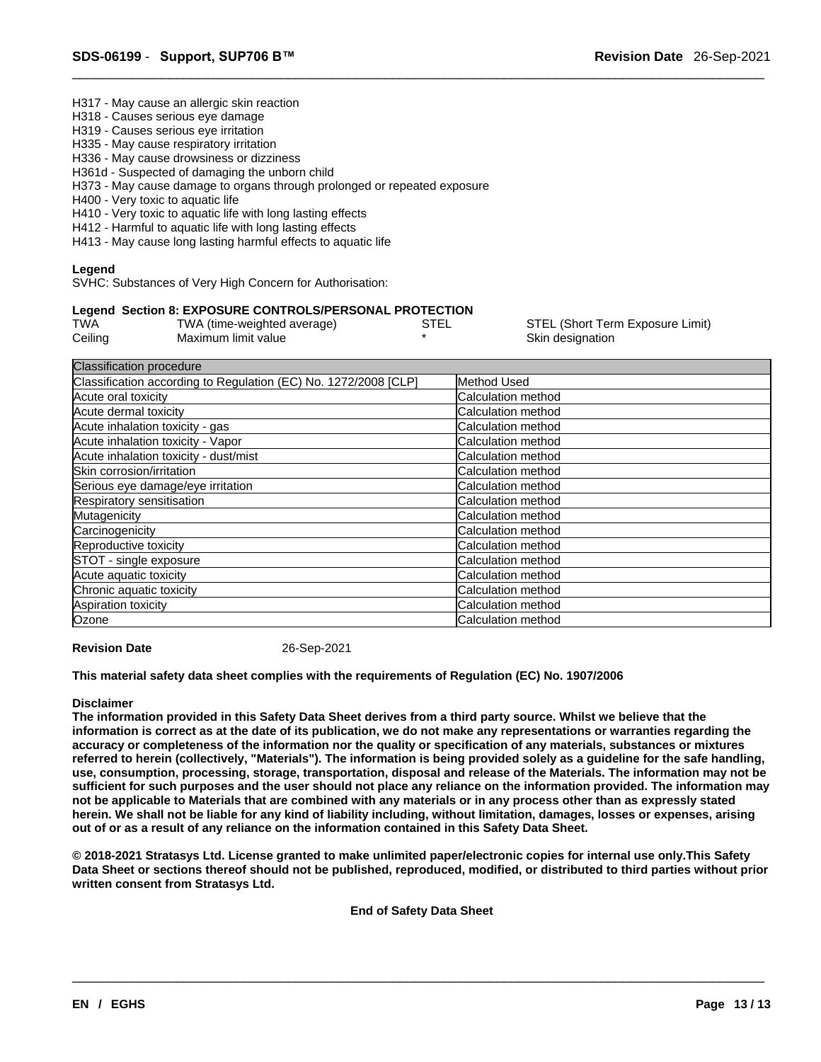H317 - May cause an allergic skin reaction
H318 - Causes serious eye damage
H319 - Causes serious eye irritation
H335 - May cause respiratory irritation
H336 - May cause drowsiness or dizziness
H361d - Suspected of damaging the unborn child
H373 - May cause damage to organs through prolonged or repeated exposure
H400 - Very toxic to aquatic life
H410 - Very toxic to aquatic life with long lasting effects
H412 - Harmful to aquatic life with long lasting effects
H413 - May cause long lasting harmful effects to aquatic life

**Legend**
SVHC: Substances of Very High Concern for Authorisation:

**Legend Section 8: EXPOSURE CONTROLS/PERSONAL PROTECTION**

| | | | |
|---|---|---|---|
| TWA | TWA (time-weighted average) | STEL | STEL (Short Term Exposure Limit) |
| Ceiling | Maximum limit value | * | Skin designation |

| Classification procedure | |
|---|---|
| Classification according to Regulation (EC) No. 1272/2008 [CLP] | Method Used |
| Acute oral toxicity | Calculation method |
| Acute dermal toxicity | Calculation method |
| Acute inhalation toxicity - gas | Calculation method |
| Acute inhalation toxicity - Vapor | Calculation method |
| Acute inhalation toxicity - dust/mist | Calculation method |
| Skin corrosion/irritation | Calculation method |
| Serious eye damage/eye irritation | Calculation method |
| Respiratory sensitisation | Calculation method |
| Mutagenicity | Calculation method |
| Carcinogenicity | Calculation method |
| Reproductive toxicity | Calculation method |
| STOT - single exposure | Calculation method |
| Acute aquatic toxicity | Calculation method |
| Chronic aquatic toxicity | Calculation method |
| Aspiration toxicity | Calculation method |
| Ozone | Calculation method |

**Revision Date** 26-Sep-2021

**This material safety data sheet complies with the requirements of Regulation (EC) No. 1907/2006**

**Disclaimer**
**The information provided in this Safety Data Sheet derives from a third party source. Whilst we believe that the information is correct as at the date of its publication, we do not make any representations or warranties regarding the accuracy or completeness of the information nor the quality or specification of any materials, substances or mixtures referred to herein (collectively, "Materials"). The information is being provided solely as a guideline for the safe handling, use, consumption, processing, storage, transportation, disposal and release of the Materials. The information may not be sufficient for such purposes and the user should not place any reliance on the information provided. The information may not be applicable to Materials that are combined with any materials or in any process other than as expressly stated herein. We shall not be liable for any kind of liability including, without limitation, damages, losses or expenses, arising out of or as a result of any reliance on the information contained in this Safety Data Sheet.**

**© 2018-2021 Stratasys Ltd. License granted to make unlimited paper/electronic copies for internal use only.This Safety Data Sheet or sections thereof should not be published, reproduced, modified, or distributed to third parties without prior written consent from Stratasys Ltd.**

**End of Safety Data Sheet**